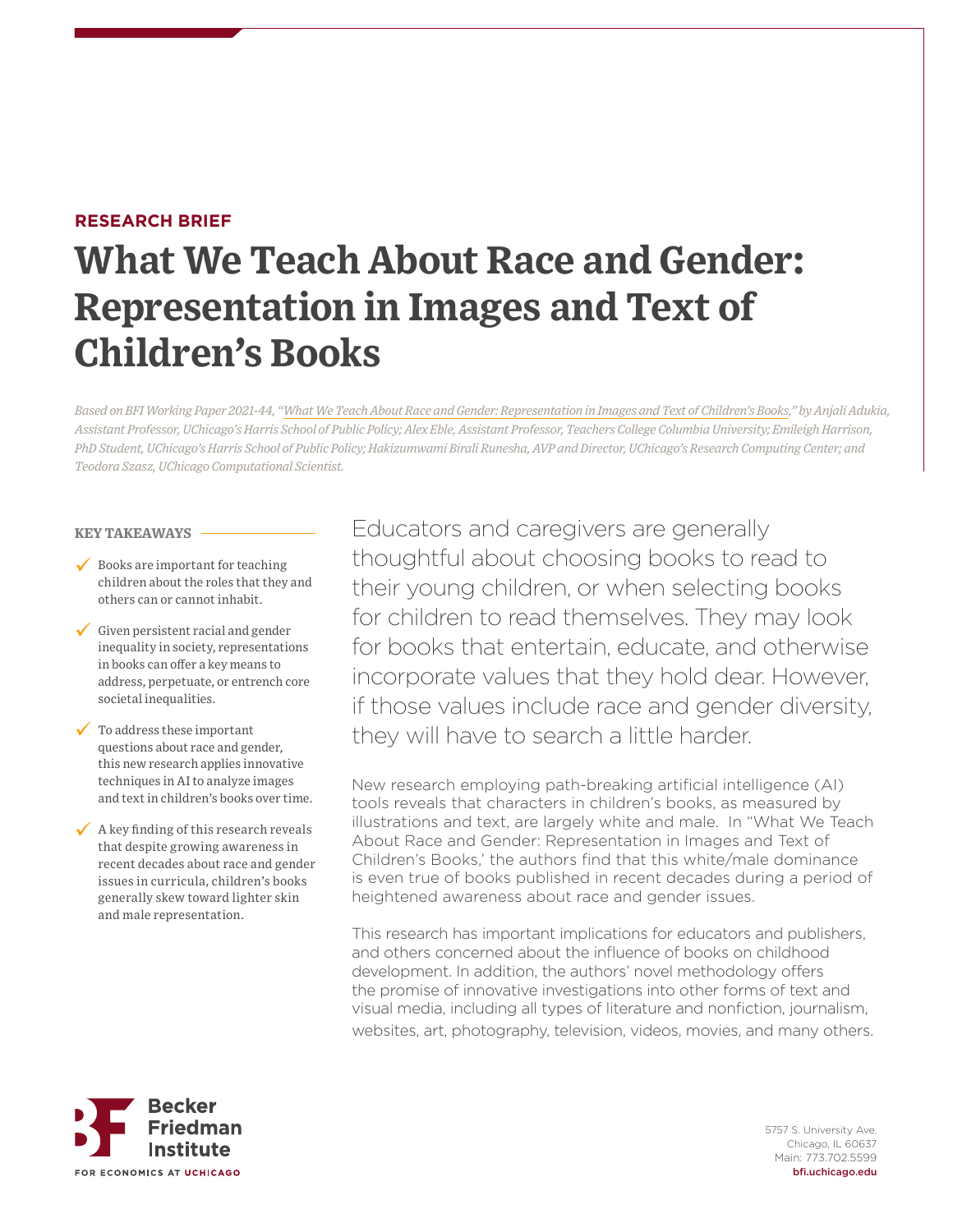**RESEARCH BRIEF**

# What We Teach About Race and Gender: Representation in Images and Text of Children's Books

*Based on BFI Working Paper 2021-44, "What We Teach About Race and Gender: Representation in Images and Text of Children's Books," by Anjali Adukia, Assistant Professor, UChicago's Harris School of Public Policy; Alex Eble, Assistant Professor, Teachers College Columbia University; Emileigh Harrison, PhD Student, UChicago's Harris School of Public Policy; Hakizumwami Birali Runesha, AVP and Director, UChicago's Research Computing Center; and Teodora Szasz, UChicago Computational Scientist.*

**KEY TAKEAWAYS**

- ✓ Books are important for teaching children about the roles that they and others can or cannot inhabit.
- ✓ Given persistent racial and gender inequality in society, representations in books can offer a key means to address, perpetuate, or entrench core societal inequalities.
- ✓ To address these important questions about race and gender, this new research applies innovative techniques in AI to analyze images and text in children's books over time.
- ✓ A key finding of this research reveals that despite growing awareness in recent decades about race and gender issues in curricula, children's books generally skew toward lighter skin and male representation.

Educators and caregivers are generally thoughtful about choosing books to read to their young children, or when selecting books for children to read themselves. They may look for books that entertain, educate, and otherwise incorporate values that they hold dear. However, if those values include race and gender diversity, they will have to search a little harder.

New research employing path-breaking artificial intelligence (AI) tools reveals that characters in children's books, as measured by illustrations and text, are largely white and male. In "What We Teach About Race and Gender: Representation in Images and Text of Children's Books,' the authors find that this white/male dominance is even true of books published in recent decades during a period of heightened awareness about race and gender issues.

This research has important implications for educators and publishers, and others concerned about the influence of books on childhood development. In addition, the authors' novel methodology offers the promise of innovative investigations into other forms of text and visual media, including all types of literature and nonfiction, journalism, websites, art, photography, television, videos, movies, and many others.

Becker Friedman Institute FOR ECONOMICS AT UCHICAGO

5757 S. University Ave.
Chicago, IL 60637
Main: 773.702.5599
bfi.uchicago.edu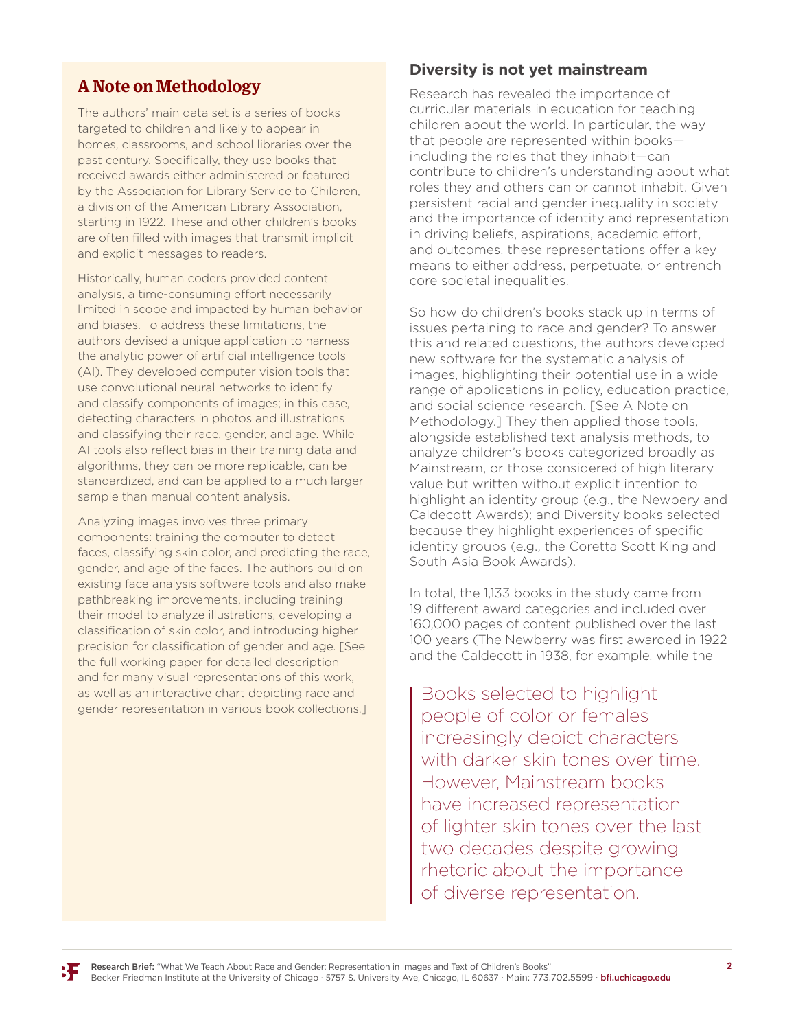## A Note on Methodology

The authors' main data set is a series of books targeted to children and likely to appear in homes, classrooms, and school libraries over the past century. Specifically, they use books that received awards either administered or featured by the Association for Library Service to Children, a division of the American Library Association, starting in 1922. These and other children's books are often filled with images that transmit implicit and explicit messages to readers.

Historically, human coders provided content analysis, a time-consuming effort necessarily limited in scope and impacted by human behavior and biases. To address these limitations, the authors devised a unique application to harness the analytic power of artificial intelligence tools (AI). They developed computer vision tools that use convolutional neural networks to identify and classify components of images; in this case, detecting characters in photos and illustrations and classifying their race, gender, and age. While AI tools also reflect bias in their training data and algorithms, they can be more replicable, can be standardized, and can be applied to a much larger sample than manual content analysis.

Analyzing images involves three primary components: training the computer to detect faces, classifying skin color, and predicting the race, gender, and age of the faces. The authors build on existing face analysis software tools and also make pathbreaking improvements, including training their model to analyze illustrations, developing a classification of skin color, and introducing higher precision for classification of gender and age. [See the full working paper for detailed description and for many visual representations of this work, as well as an interactive chart depicting race and gender representation in various book collections.]

## Diversity is not yet mainstream

Research has revealed the importance of curricular materials in education for teaching children about the world. In particular, the way that people are represented within books—including the roles that they inhabit—can contribute to children's understanding about what roles they and others can or cannot inhabit. Given persistent racial and gender inequality in society and the importance of identity and representation in driving beliefs, aspirations, academic effort, and outcomes, these representations offer a key means to either address, perpetuate, or entrench core societal inequalities.

So how do children's books stack up in terms of issues pertaining to race and gender? To answer this and related questions, the authors developed new software for the systematic analysis of images, highlighting their potential use in a wide range of applications in policy, education practice, and social science research. [See A Note on Methodology.] They then applied those tools, alongside established text analysis methods, to analyze children's books categorized broadly as Mainstream, or those considered of high literary value but written without explicit intention to highlight an identity group (e.g., the Newbery and Caldecott Awards); and Diversity books selected because they highlight experiences of specific identity groups (e.g., the Coretta Scott King and South Asia Book Awards).

In total, the 1,133 books in the study came from 19 different award categories and included over 160,000 pages of content published over the last 100 years (The Newberry was first awarded in 1922 and the Caldecott in 1938, for example, while the

> Books selected to highlight people of color or females increasingly depict characters with darker skin tones over time. However, Mainstream books have increased representation of lighter skin tones over the last two decades despite growing rhetoric about the importance of diverse representation.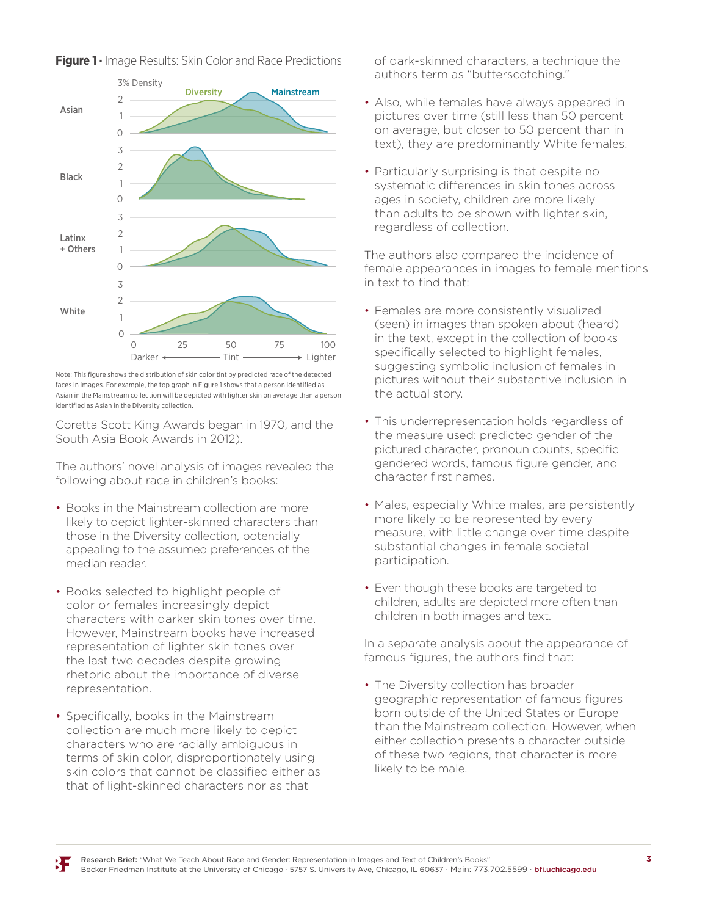**Figure 1 •** Image Results: Skin Color and Race Predictions

Note: This figure shows the distribution of skin color tint by predicted race of the detected faces in images. For example, the top graph in Figure 1 shows that a person identified as Asian in the Mainstream collection will be depicted with lighter skin on average than a person identified as Asian in the Diversity collection.

Coretta Scott King Awards began in 1970, and the South Asia Book Awards in 2012).

The authors' novel analysis of images revealed the following about race in children's books:

- Books in the Mainstream collection are more likely to depict lighter-skinned characters than those in the Diversity collection, potentially appealing to the assumed preferences of the median reader.
- Books selected to highlight people of color or females increasingly depict characters with darker skin tones over time. However, Mainstream books have increased representation of lighter skin tones over the last two decades despite growing rhetoric about the importance of diverse representation.
- Specifically, books in the Mainstream collection are much more likely to depict characters who are racially ambiguous in terms of skin color, disproportionately using skin colors that cannot be classified either as that of light-skinned characters nor as that of dark-skinned characters, a technique the authors term as "butterscotching."
- Also, while females have always appeared in pictures over time (still less than 50 percent on average, but closer to 50 percent than in text), they are predominantly White females.
- Particularly surprising is that despite no systematic differences in skin tones across ages in society, children are more likely than adults to be shown with lighter skin, regardless of collection.

The authors also compared the incidence of female appearances in images to female mentions in text to find that:

- Females are more consistently visualized (seen) in images than spoken about (heard) in the text, except in the collection of books specifically selected to highlight females, suggesting symbolic inclusion of females in pictures without their substantive inclusion in the actual story.
- This underrepresentation holds regardless of the measure used: predicted gender of the pictured character, pronoun counts, specific gendered words, famous figure gender, and character first names.
- Males, especially White males, are persistently more likely to be represented by every measure, with little change over time despite substantial changes in female societal participation.
- Even though these books are targeted to children, adults are depicted more often than children in both images and text.

In a separate analysis about the appearance of famous figures, the authors find that:

- The Diversity collection has broader geographic representation of famous figures born outside of the United States or Europe than the Mainstream collection. However, when either collection presents a character outside of these two regions, that character is more likely to be male.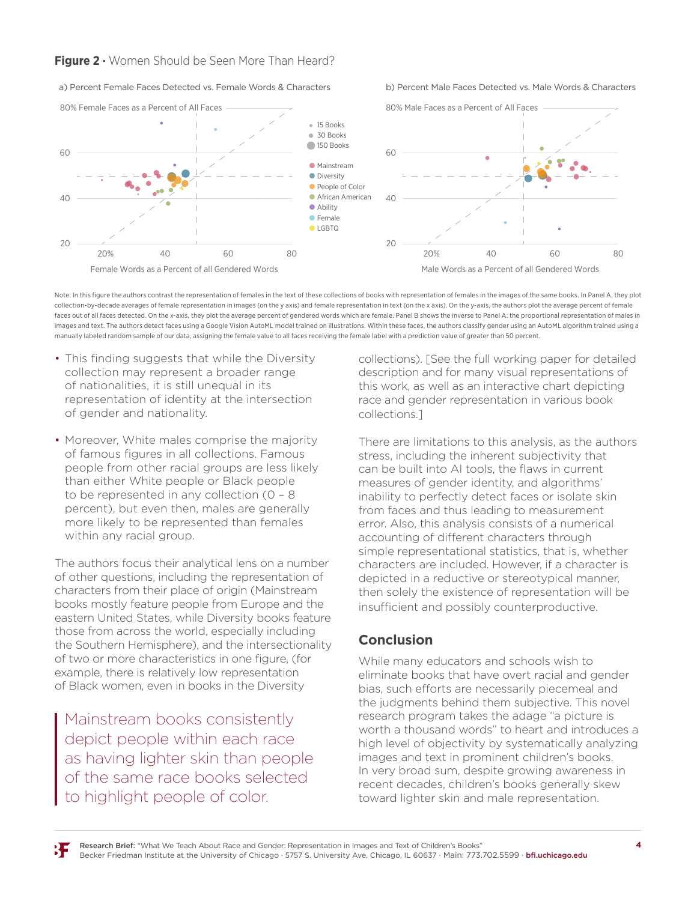**Figure 2 ·** Women Should be Seen More Than Heard?

a) Percent Female Faces Detected vs. Female Words & Characters

b) Percent Male Faces Detected vs. Male Words & Characters

Note: In this figure the authors contrast the representation of females in the text of these collections of books with representation of females in the images of the same books. In Panel A, they plot collection-by-decade averages of female representation in images (on the y axis) and female representation in text (on the x axis). On the y-axis, the authors plot the average percent of female faces out of all faces detected. On the x-axis, they plot the average percent of gendered words which are female. Panel B shows the inverse to Panel A: the proportional representation of males in images and text. The authors detect faces using a Google Vision AutoML model trained on illustrations. Within these faces, the authors classify gender using an AutoML algorithm trained using a manually labeled random sample of our data, assigning the female value to all faces receiving the female label with a prediction value of greater than 50 percent.

- This finding suggests that while the Diversity collection may represent a broader range of nationalities, it is still unequal in its representation of identity at the intersection of gender and nationality.
- Moreover, White males comprise the majority of famous figures in all collections. Famous people from other racial groups are less likely than either White people or Black people to be represented in any collection (0 – 8 percent), but even then, males are generally more likely to be represented than females within any racial group.

The authors focus their analytical lens on a number of other questions, including the representation of characters from their place of origin (Mainstream books mostly feature people from Europe and the eastern United States, while Diversity books feature those from across the world, especially including the Southern Hemisphere), and the intersectionality of two or more characteristics in one figure, (for example, there is relatively low representation of Black women, even in books in the Diversity collections). [See the full working paper for detailed description and for many visual representations of this work, as well as an interactive chart depicting race and gender representation in various book collections.]

> Mainstream books consistently depict people within each race as having lighter skin than people of the same race books selected to highlight people of color.

There are limitations to this analysis, as the authors stress, including the inherent subjectivity that can be built into AI tools, the flaws in current measures of gender identity, and algorithms' inability to perfectly detect faces or isolate skin from faces and thus leading to measurement error. Also, this analysis consists of a numerical accounting of different characters through simple representational statistics, that is, whether characters are included. However, if a character is depicted in a reductive or stereotypical manner, then solely the existence of representation will be insufficient and possibly counterproductive.

## Conclusion

While many educators and schools wish to eliminate books that have overt racial and gender bias, such efforts are necessarily piecemeal and the judgments behind them subjective. This novel research program takes the adage "a picture is worth a thousand words" to heart and introduces a high level of objectivity by systematically analyzing images and text in prominent children's books. In very broad sum, despite growing awareness in recent decades, children's books generally skew toward lighter skin and male representation.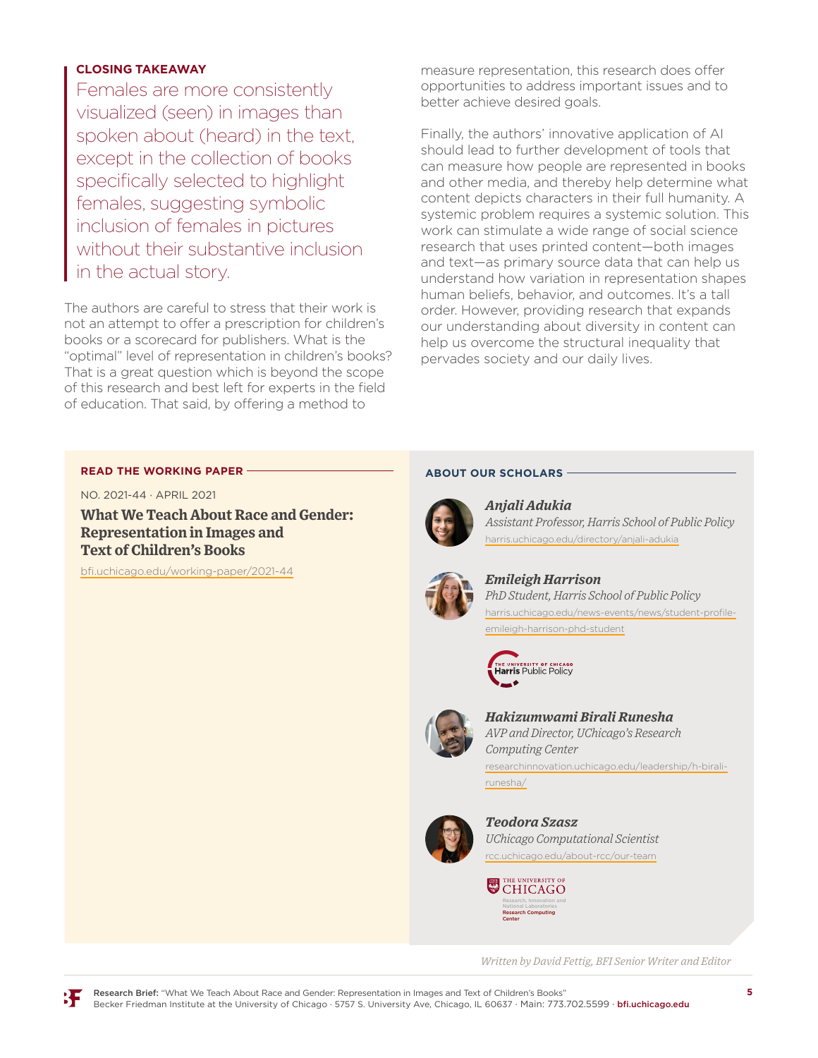**CLOSING TAKEAWAY**

Females are more consistently visualized (seen) in images than spoken about (heard) in the text, except in the collection of books specifically selected to highlight females, suggesting symbolic inclusion of females in pictures without their substantive inclusion in the actual story.

The authors are careful to stress that their work is not an attempt to offer a prescription for children's books or a scorecard for publishers. What is the "optimal" level of representation in children's books? That is a great question which is beyond the scope of this research and best left for experts in the field of education. That said, by offering a method to measure representation, this research does offer opportunities to address important issues and to better achieve desired goals.

Finally, the authors' innovative application of AI should lead to further development of tools that can measure how people are represented in books and other media, and thereby help determine what content depicts characters in their full humanity. A systemic problem requires a systemic solution. This work can stimulate a wide range of social science research that uses printed content—both images and text—as primary source data that can help us understand how variation in representation shapes human beliefs, behavior, and outcomes. It's a tall order. However, providing research that expands our understanding about diversity in content can help us overcome the structural inequality that pervades society and our daily lives.

### READ THE WORKING PAPER

NO. 2021-44 · APRIL 2021

**What We Teach About Race and Gender: Representation in Images and Text of Children's Books**

bfi.uchicago.edu/working-paper/2021-44

### ABOUT OUR SCHOLARS

***Anjali Adukia***
*Assistant Professor, Harris School of Public Policy*
harris.uchicago.edu/directory/anjali-adukia

***Emileigh Harrison***
*PhD Student, Harris School of Public Policy*
harris.uchicago.edu/news-events/news/student-profile-emileigh-harrison-phd-student

The University of Chicago Harris Public Policy

***Hakizumwami Birali Runesha***
*AVP and Director, UChicago's Research Computing Center*
researchinnovation.uchicago.edu/leadership/h-birali-runesha/

***Teodora Szasz***
*UChicago Computational Scientist*
rcc.uchicago.edu/about-rcc/our-team

The University of Chicago Research, Innovation and National Laboratories Research Computing Center

*Written by David Fettig, BFI Senior Writer and Editor*